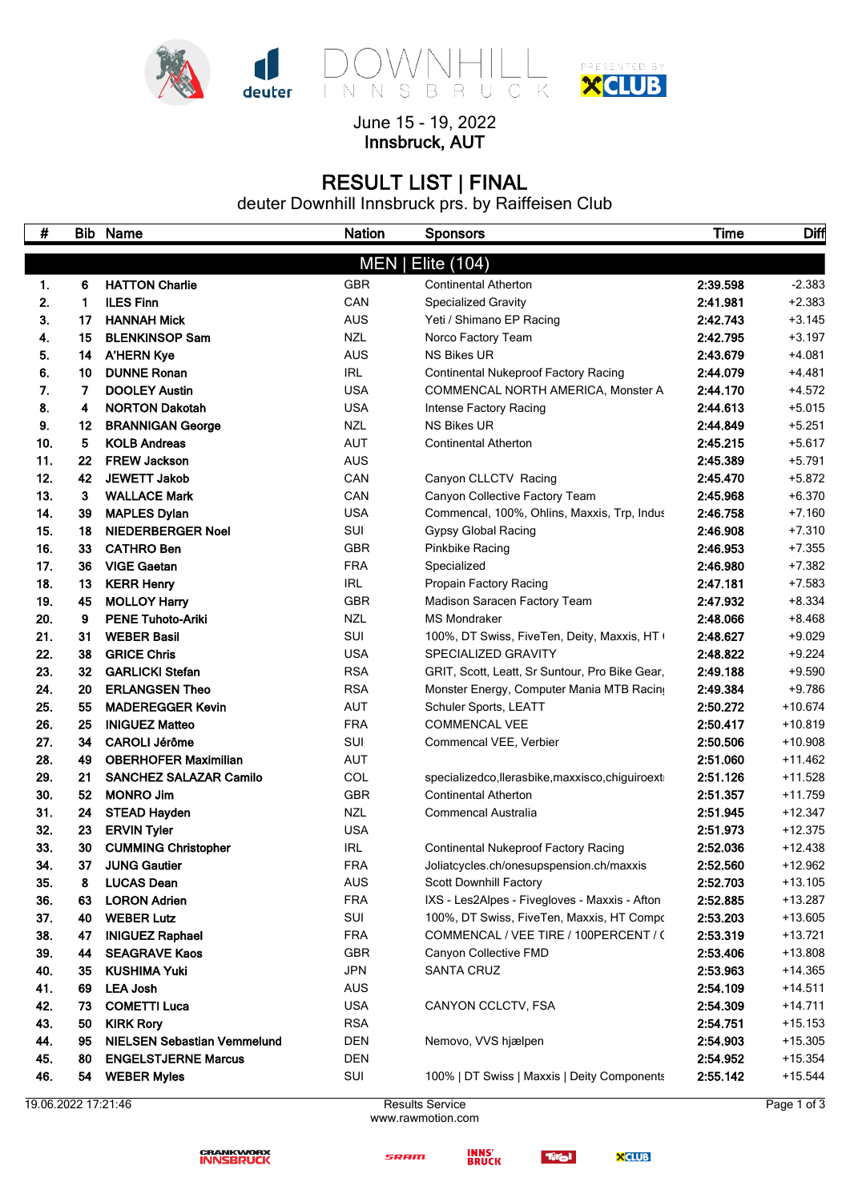June 15 - 19, 2022
Innsbruck, AUT

# RESULT LIST | FINAL

deuter Downhill Innsbruck prs. by Raiffeisen Club

| # | Bib | Name | Nation | Sponsors | Time | Diff |
|---|---|---|---|---|---|---|
| | | | MEN \| Elite (104) | | | |
| 1. | 6 | HATTON Charlie | GBR | Continental Atherton | 2:39.598 | -2.383 |
| 2. | 1 | ILES Finn | CAN | Specialized Gravity | 2:41.981 | +2.383 |
| 3. | 17 | HANNAH Mick | AUS | Yeti / Shimano EP Racing | 2:42.743 | +3.145 |
| 4. | 15 | BLENKINSOP Sam | NZL | Norco Factory Team | 2:42.795 | +3.197 |
| 5. | 14 | A'HERN Kye | AUS | NS Bikes UR | 2:43.679 | +4.081 |
| 6. | 10 | DUNNE Ronan | IRL | Continental Nukeproof Factory Racing | 2:44.079 | +4.481 |
| 7. | 7 | DOOLEY Austin | USA | COMMENCAL NORTH AMERICA, Monster A | 2:44.170 | +4.572 |
| 8. | 4 | NORTON Dakotah | USA | Intense Factory Racing | 2:44.613 | +5.015 |
| 9. | 12 | BRANNIGAN George | NZL | NS Bikes UR | 2:44.849 | +5.251 |
| 10. | 5 | KOLB Andreas | AUT | Continental Atherton | 2:45.215 | +5.617 |
| 11. | 22 | FREW Jackson | AUS | | 2:45.389 | +5.791 |
| 12. | 42 | JEWETT Jakob | CAN | Canyon CLLCTV Racing | 2:45.470 | +5.872 |
| 13. | 3 | WALLACE Mark | CAN | Canyon Collective Factory Team | 2:45.968 | +6.370 |
| 14. | 39 | MAPLES Dylan | USA | Commencal, 100%, Ohlins, Maxxis, Trp, Indus | 2:46.758 | +7.160 |
| 15. | 18 | NIEDERBERGER Noel | SUI | Gypsy Global Racing | 2:46.908 | +7.310 |
| 16. | 33 | CATHRO Ben | GBR | Pinkbike Racing | 2:46.953 | +7.355 |
| 17. | 36 | VIGE Gaetan | FRA | Specialized | 2:46.980 | +7.382 |
| 18. | 13 | KERR Henry | IRL | Propain Factory Racing | 2:47.181 | +7.583 |
| 19. | 45 | MOLLOY Harry | GBR | Madison Saracen Factory Team | 2:47.932 | +8.334 |
| 20. | 9 | PENE Tuhoto-Ariki | NZL | MS Mondraker | 2:48.066 | +8.468 |
| 21. | 31 | WEBER Basil | SUI | 100%, DT Swiss, FiveTen, Deity, Maxxis, HT | 2:48.627 | +9.029 |
| 22. | 38 | GRICE Chris | USA | SPECIALIZED GRAVITY | 2:48.822 | +9.224 |
| 23. | 32 | GARLICKI Stefan | RSA | GRIT, Scott, Leatt, Sr Suntour, Pro Bike Gear, | 2:49.188 | +9.590 |
| 24. | 20 | ERLANGSEN Theo | RSA | Monster Energy, Computer Mania MTB Racin | 2:49.384 | +9.786 |
| 25. | 55 | MADEREGGER Kevin | AUT | Schuler Sports, LEATT | 2:50.272 | +10.674 |
| 26. | 25 | INIGUEZ Matteo | FRA | COMMENCAL VEE | 2:50.417 | +10.819 |
| 27. | 34 | CAROLI Jérôme | SUI | Commencal VEE, Verbier | 2:50.506 | +10.908 |
| 28. | 49 | OBERHOFER Maximilian | AUT | | 2:51.060 | +11.462 |
| 29. | 21 | SANCHEZ SALAZAR Camilo | COL | specializedco,llerasbike,maxxisco,chiguiroext | 2:51.126 | +11.528 |
| 30. | 52 | MONRO Jim | GBR | Continental Atherton | 2:51.357 | +11.759 |
| 31. | 24 | STEAD Hayden | NZL | Commencal Australia | 2:51.945 | +12.347 |
| 32. | 23 | ERVIN Tyler | USA | | 2:51.973 | +12.375 |
| 33. | 30 | CUMMING Christopher | IRL | Continental Nukeproof Factory Racing | 2:52.036 | +12.438 |
| 34. | 37 | JUNG Gautier | FRA | Joliatcycles.ch/onesuspension.ch/maxxis | 2:52.560 | +12.962 |
| 35. | 8 | LUCAS Dean | AUS | Scott Downhill Factory | 2:52.703 | +13.105 |
| 36. | 63 | LORON Adrien | FRA | IXS - Les2Alpes - Fivegloves - Maxxis - Afton | 2:52.885 | +13.287 |
| 37. | 40 | WEBER Lutz | SUI | 100%, DT Swiss, FiveTen, Maxxis, HT Compc | 2:53.203 | +13.605 |
| 38. | 47 | INIGUEZ Raphael | FRA | COMMENCAL / VEE TIRE / 100PERCENT / ( | 2:53.319 | +13.721 |
| 39. | 44 | SEAGRAVE Kaos | GBR | Canyon Collective FMD | 2:53.406 | +13.808 |
| 40. | 35 | KUSHIMA Yuki | JPN | SANTA CRUZ | 2:53.963 | +14.365 |
| 41. | 69 | LEA Josh | AUS | | 2:54.109 | +14.511 |
| 42. | 73 | COMETTI Luca | USA | CANYON CCLCTV, FSA | 2:54.309 | +14.711 |
| 43. | 50 | KIRK Rory | RSA | | 2:54.751 | +15.153 |
| 44. | 95 | NIELSEN Sebastian Vemmelund | DEN | Nemovo, VVS hjælpen | 2:54.903 | +15.305 |
| 45. | 80 | ENGELSTJERNE Marcus | DEN | | 2:54.952 | +15.354 |
| 46. | 54 | WEBER Myles | SUI | 100% \| DT Swiss \| Maxxis \| Deity Components | 2:55.142 | +15.544 |

19.06.2022 17:21:46

Results Service
www.rawmotion.com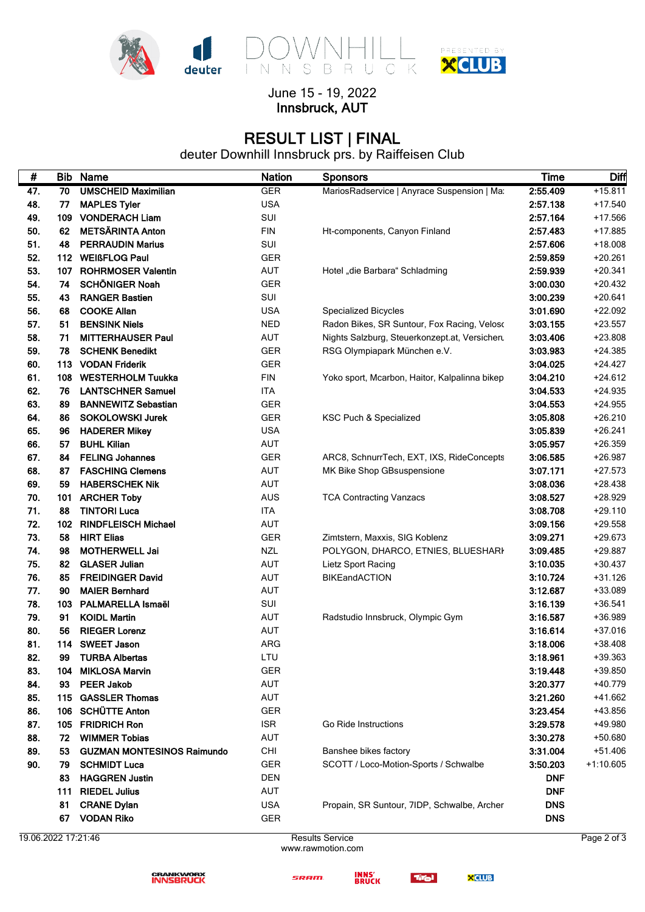DOWNHILL INNSBRUCK

June 15 - 19, 2022
Innsbruck, AUT

# RESULT LIST | FINAL

deuter Downhill Innsbruck prs. by Raiffeisen Club

| # | Bib | Name | Nation | Sponsors | Time | Diff |
|---|---|---|---|---|---|---|
| 47. | 70 | **UMSCHEID Maximilian** | GER | MariosRadservice \| Anyrace Suspension \| Ma: | **2:55.409** | +15.811 |
| 48. | 77 | **MAPLES Tyler** | USA | | **2:57.138** | +17.540 |
| 49. | 109 | **VONDERACH Liam** | SUI | | **2:57.164** | +17.566 |
| 50. | 62 | **METSÄRINTA Anton** | FIN | Ht-components, Canyon Finland | **2:57.483** | +17.885 |
| 51. | 48 | **PERRAUDIN Marius** | SUI | | **2:57.606** | +18.008 |
| 52. | 112 | **WEIßFLOG Paul** | GER | | **2:59.859** | +20.261 |
| 53. | 107 | **ROHRMOSER Valentin** | AUT | Hotel „die Barbara“ Schladming | **2:59.939** | +20.341 |
| 54. | 74 | **SCHÖNIGER Noah** | GER | | **3:00.030** | +20.432 |
| 55. | 43 | **RANGER Bastien** | SUI | | **3:00.239** | +20.641 |
| 56. | 68 | **COOKE Allan** | USA | Specialized Bicycles | **3:01.690** | +22.092 |
| 57. | 51 | **BENSINK Niels** | NED | Radon Bikes, SR Suntour, Fox Racing, Velosc | **3:03.155** | +23.557 |
| 58. | 71 | **MITTERHAUSER Paul** | AUT | Nights Salzburg, Steuerkonzept.at, Versicheru | **3:03.406** | +23.808 |
| 59. | 78 | **SCHENK Benedikt** | GER | RSG Olympiapark München e.V. | **3:03.983** | +24.385 |
| 60. | 113 | **VODAN Friderik** | GER | | **3:04.025** | +24.427 |
| 61. | 108 | **WESTERHOLM Tuukka** | FIN | Yoko sport, Mcarbon, Haitor, Kalpalinna bikep | **3:04.210** | +24.612 |
| 62. | 76 | **LANTSCHNER Samuel** | ITA | | **3:04.533** | +24.935 |
| 63. | 89 | **BANNEWITZ Sebastian** | GER | | **3:04.553** | +24.955 |
| 64. | 86 | **SOKOLOWSKI Jurek** | GER | KSC Puch & Specialized | **3:05.808** | +26.210 |
| 65. | 96 | **HADERER Mikey** | USA | | **3:05.839** | +26.241 |
| 66. | 57 | **BUHL Kilian** | AUT | | **3:05.957** | +26.359 |
| 67. | 84 | **FELING Johannes** | GER | ARC8, SchnurrTech, EXT, IXS, RideConcepts | **3:06.585** | +26.987 |
| 68. | 87 | **FASCHING Clemens** | AUT | MK Bike Shop GBsuspensione | **3:07.171** | +27.573 |
| 69. | 59 | **HABERSCHEK Nik** | AUT | | **3:08.036** | +28.438 |
| 70. | 101 | **ARCHER Toby** | AUS | TCA Contracting Vanzacs | **3:08.527** | +28.929 |
| 71. | 88 | **TINTORI Luca** | ITA | | **3:08.708** | +29.110 |
| 72. | 102 | **RINDFLEISCH Michael** | AUT | | **3:09.156** | +29.558 |
| 73. | 58 | **HIRT Elias** | GER | Zimtstern, Maxxis, SIG Koblenz | **3:09.271** | +29.673 |
| 74. | 98 | **MOTHERWELL Jai** | NZL | POLYGON, DHARCO, ETNIES, BLUESHARI | **3:09.485** | +29.887 |
| 75. | 82 | **GLASER Julian** | AUT | Lietz Sport Racing | **3:10.035** | +30.437 |
| 76. | 85 | **FREIDINGER David** | AUT | BIKEandACTION | **3:10.724** | +31.126 |
| 77. | 90 | **MAIER Bernhard** | AUT | | **3:12.687** | +33.089 |
| 78. | 103 | **PALMARELLA Ismaël** | SUI | | **3:16.139** | +36.541 |
| 79. | 91 | **KOIDL Martin** | AUT | Radstudio Innsbruck, Olympic Gym | **3:16.587** | +36.989 |
| 80. | 56 | **RIEGER Lorenz** | AUT | | **3:16.614** | +37.016 |
| 81. | 114 | **SWEET Jason** | ARG | | **3:18.006** | +38.408 |
| 82. | 99 | **TURBA Albertas** | LTU | | **3:18.961** | +39.363 |
| 83. | 104 | **MIKLOSA Marvin** | GER | | **3:19.448** | +39.850 |
| 84. | 93 | **PEER Jakob** | AUT | | **3:20.377** | +40.779 |
| 85. | 115 | **GASSLER Thomas** | AUT | | **3:21.260** | +41.662 |
| 86. | 106 | **SCHÜTTE Anton** | GER | | **3:23.454** | +43.856 |
| 87. | 105 | **FRIDRICH Ron** | ISR | Go Ride Instructions | **3:29.578** | +49.980 |
| 88. | 72 | **WIMMER Tobias** | AUT | | **3:30.278** | +50.680 |
| 89. | 53 | **GUZMAN MONTESINOS Raimundo** | CHI | Banshee bikes factory | **3:31.004** | +51.406 |
| 90. | 79 | **SCHMIDT Luca** | GER | SCOTT / Loco-Motion-Sports / Schwalbe | **3:50.203** | +1:10.605 |
| | 83 | **HAGGREN Justin** | DEN | | **DNF** | |
| | 111 | **RIEDEL Julius** | AUT | | **DNF** | |
| | 81 | **CRANE Dylan** | USA | Propain, SR Suntour, 7IDP, Schwalbe, Archer | **DNS** | |
| | 67 | **VODAN Riko** | GER | | **DNS** | |

19.06.2022 17:21:46 — Results Service www.rawmotion.com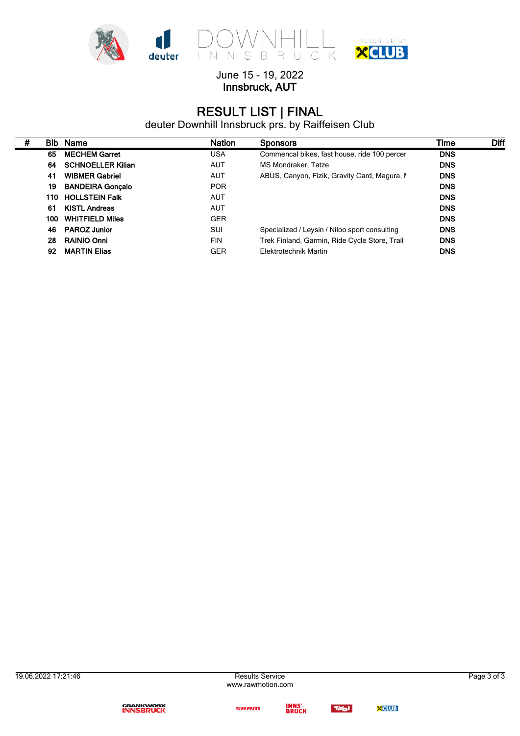June 15 - 19, 2022
Innsbruck, AUT

# RESULT LIST | FINAL

deuter Downhill Innsbruck prs. by Raiffeisen Club

| # | Bib | Name | Nation | Sponsors | Time | Diff |
|---|---|---|---|---|---|---|
| | 65 | **MECHEM Garret** | USA | Commencal bikes, fast house, ride 100 percer | **DNS** | |
| | 64 | **SCHNOELLER Kilian** | AUT | MS Mondraker, Tatze | **DNS** | |
| | 41 | **WIBMER Gabriel** | AUT | ABUS, Canyon, Fizik, Gravity Card, Magura, M | **DNS** | |
| | 19 | **BANDEIRA Gonçalo** | POR | | **DNS** | |
| | 110 | **HOLLSTEIN Falk** | AUT | | **DNS** | |
| | 61 | **KISTL Andreas** | AUT | | **DNS** | |
| | 100 | **WHITFIELD Miles** | GER | | **DNS** | |
| | 46 | **PAROZ Junior** | SUI | Specialized / Leysin / Niloo sport consulting | **DNS** | |
| | 28 | **RAINIO Onni** | FIN | Trek Finland, Garmin, Ride Cycle Store, Trail I | **DNS** | |
| | 92 | **MARTIN Elias** | GER | Elektrotechnik Martin | **DNS** | |

19.06.2022 17:21:46

Results Service
www.rawmotion.com